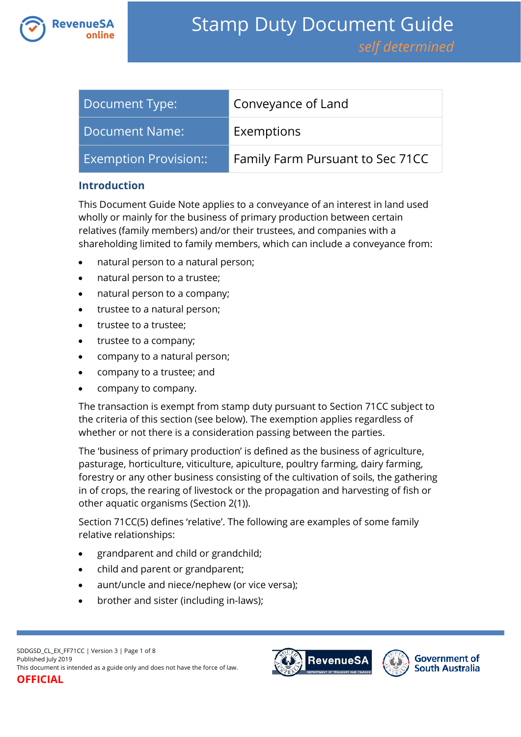# Stamp Duty Document Guide

*self determined*

| Document Type: | Conveyance of Land |
|---|---|
| Document Name: | Exemptions |
| Exemption Provision:: | Family Farm Pursuant to Sec 71CC |

## Introduction

This Document Guide Note applies to a conveyance of an interest in land used wholly or mainly for the business of primary production between certain relatives (family members) and/or their trustees, and companies with a shareholding limited to family members, which can include a conveyance from:

- natural person to a natural person;
- natural person to a trustee;
- natural person to a company;
- trustee to a natural person;
- trustee to a trustee;
- trustee to a company;
- company to a natural person;
- company to a trustee; and
- company to company.

The transaction is exempt from stamp duty pursuant to Section 71CC subject to the criteria of this section (see below). The exemption applies regardless of whether or not there is a consideration passing between the parties.

The 'business of primary production' is defined as the business of agriculture, pasturage, horticulture, viticulture, apiculture, poultry farming, dairy farming, forestry or any other business consisting of the cultivation of soils, the gathering in of crops, the rearing of livestock or the propagation and harvesting of fish or other aquatic organisms (Section 2(1)).

Section 71CC(5) defines 'relative'. The following are examples of some family relative relationships:

- grandparent and child or grandchild;
- child and parent or grandparent;
- aunt/uncle and niece/nephew (or vice versa);
- brother and sister (including in-laws);

SDDGSD_CL_EX_FF71CC | Version 3

Published July 2019

This document is intended as a guide only and does not have the force of law.

**OFFICIAL**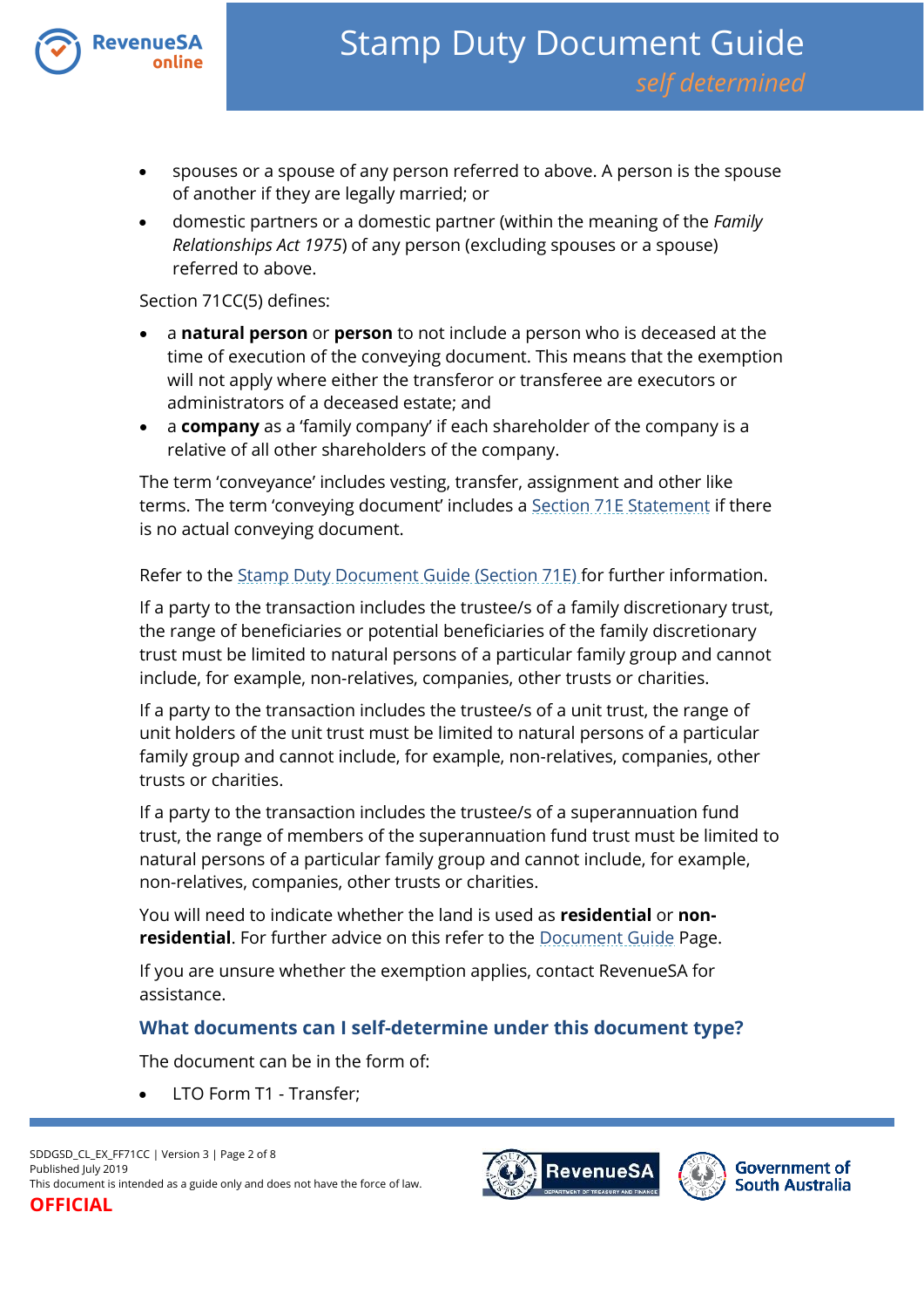- spouses or a spouse of any person referred to above. A person is the spouse of another if they are legally married; or
- domestic partners or a domestic partner (within the meaning of the *Family Relationships Act 1975*) of any person (excluding spouses or a spouse) referred to above.

Section 71CC(5) defines:

- a **natural person** or **person** to not include a person who is deceased at the time of execution of the conveying document. This means that the exemption will not apply where either the transferor or transferee are executors or administrators of a deceased estate; and
- a **company** as a 'family company' if each shareholder of the company is a relative of all other shareholders of the company.

The term 'conveyance' includes vesting, transfer, assignment and other like terms. The term 'conveying document' includes a Section 71E Statement if there is no actual conveying document.

Refer to the Stamp Duty Document Guide (Section 71E) for further information.

If a party to the transaction includes the trustee/s of a family discretionary trust, the range of beneficiaries or potential beneficiaries of the family discretionary trust must be limited to natural persons of a particular family group and cannot include, for example, non-relatives, companies, other trusts or charities.

If a party to the transaction includes the trustee/s of a unit trust, the range of unit holders of the unit trust must be limited to natural persons of a particular family group and cannot include, for example, non-relatives, companies, other trusts or charities.

If a party to the transaction includes the trustee/s of a superannuation fund trust, the range of members of the superannuation fund trust must be limited to natural persons of a particular family group and cannot include, for example, non-relatives, companies, other trusts or charities.

You will need to indicate whether the land is used as **residential** or **non-residential**. For further advice on this refer to the Document Guide Page.

If you are unsure whether the exemption applies, contact RevenueSA for assistance.

### What documents can I self-determine under this document type?

The document can be in the form of:

- LTO Form T1 - Transfer;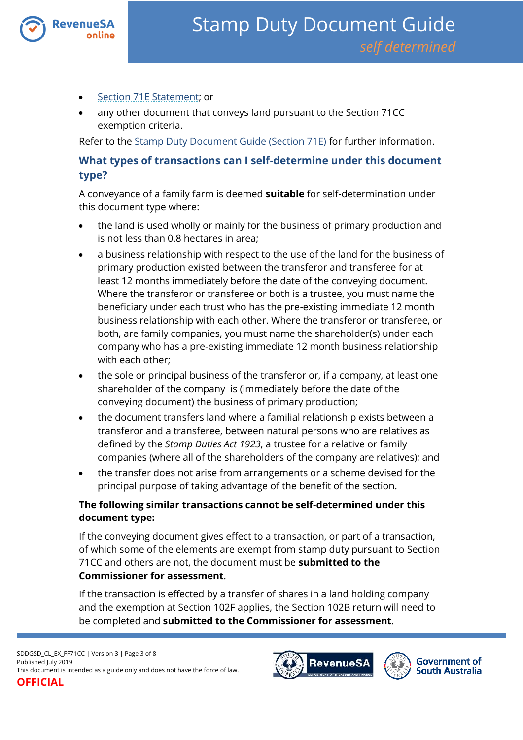- Section 71E Statement; or
- any other document that conveys land pursuant to the Section 71CC exemption criteria.

Refer to the Stamp Duty Document Guide (Section 71E) for further information.

## What types of transactions can I self-determine under this document type?

A conveyance of a family farm is deemed **suitable** for self-determination under this document type where:

- the land is used wholly or mainly for the business of primary production and is not less than 0.8 hectares in area;
- a business relationship with respect to the use of the land for the business of primary production existed between the transferor and transferee for at least 12 months immediately before the date of the conveying document. Where the transferor or transferee or both is a trustee, you must name the beneficiary under each trust who has the pre-existing immediate 12 month business relationship with each other. Where the transferor or transferee, or both, are family companies, you must name the shareholder(s) under each company who has a pre-existing immediate 12 month business relationship with each other;
- the sole or principal business of the transferor or, if a company, at least one shareholder of the company is (immediately before the date of the conveying document) the business of primary production;
- the document transfers land where a familial relationship exists between a transferor and a transferee, between natural persons who are relatives as defined by the *Stamp Duties Act 1923*, a trustee for a relative or family companies (where all of the shareholders of the company are relatives); and
- the transfer does not arise from arrangements or a scheme devised for the principal purpose of taking advantage of the benefit of the section.

**The following similar transactions cannot be self-determined under this document type:**

If the conveying document gives effect to a transaction, or part of a transaction, of which some of the elements are exempt from stamp duty pursuant to Section 71CC and others are not, the document must be **submitted to the Commissioner for assessment**.

If the transaction is effected by a transfer of shares in a land holding company and the exemption at Section 102F applies, the Section 102B return will need to be completed and **submitted to the Commissioner for assessment**.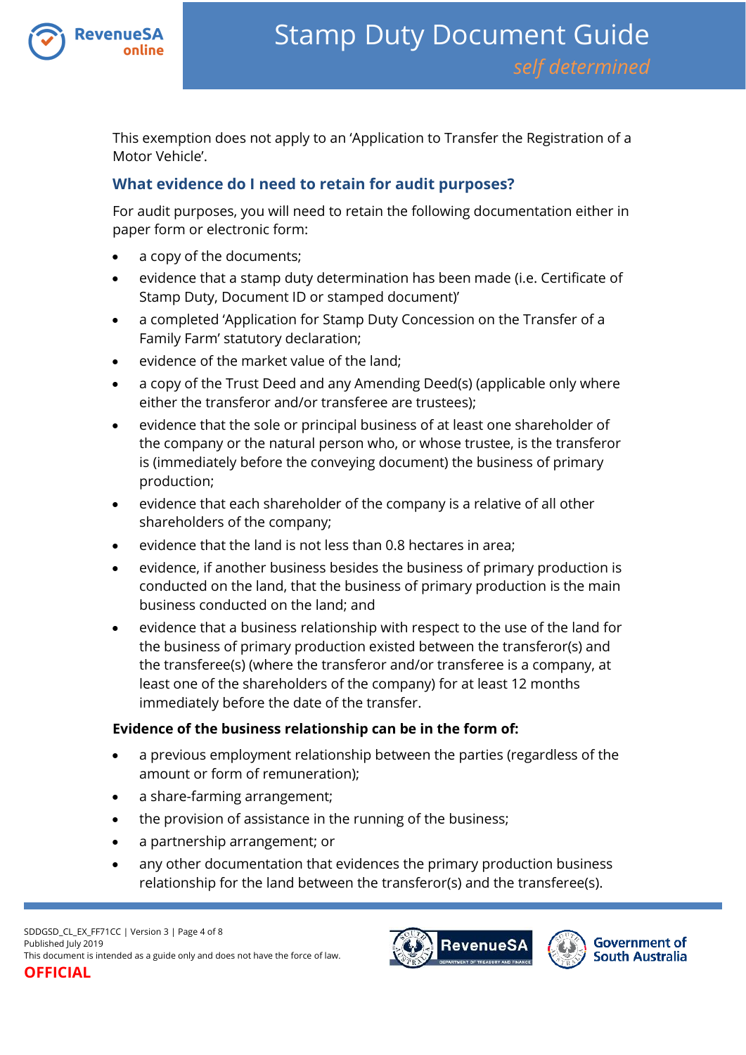This exemption does not apply to an 'Application to Transfer the Registration of a Motor Vehicle'.

## What evidence do I need to retain for audit purposes?

For audit purposes, you will need to retain the following documentation either in paper form or electronic form:

- a copy of the documents;
- evidence that a stamp duty determination has been made (i.e. Certificate of Stamp Duty, Document ID or stamped document)'
- a completed 'Application for Stamp Duty Concession on the Transfer of a Family Farm' statutory declaration;
- evidence of the market value of the land;
- a copy of the Trust Deed and any Amending Deed(s) (applicable only where either the transferor and/or transferee are trustees);
- evidence that the sole or principal business of at least one shareholder of the company or the natural person who, or whose trustee, is the transferor is (immediately before the conveying document) the business of primary production;
- evidence that each shareholder of the company is a relative of all other shareholders of the company;
- evidence that the land is not less than 0.8 hectares in area;
- evidence, if another business besides the business of primary production is conducted on the land, that the business of primary production is the main business conducted on the land; and
- evidence that a business relationship with respect to the use of the land for the business of primary production existed between the transferor(s) and the transferee(s) (where the transferor and/or transferee is a company, at least one of the shareholders of the company) for at least 12 months immediately before the date of the transfer.

**Evidence of the business relationship can be in the form of:**

- a previous employment relationship between the parties (regardless of the amount or form of remuneration);
- a share-farming arrangement;
- the provision of assistance in the running of the business;
- a partnership arrangement; or
- any other documentation that evidences the primary production business relationship for the land between the transferor(s) and the transferee(s).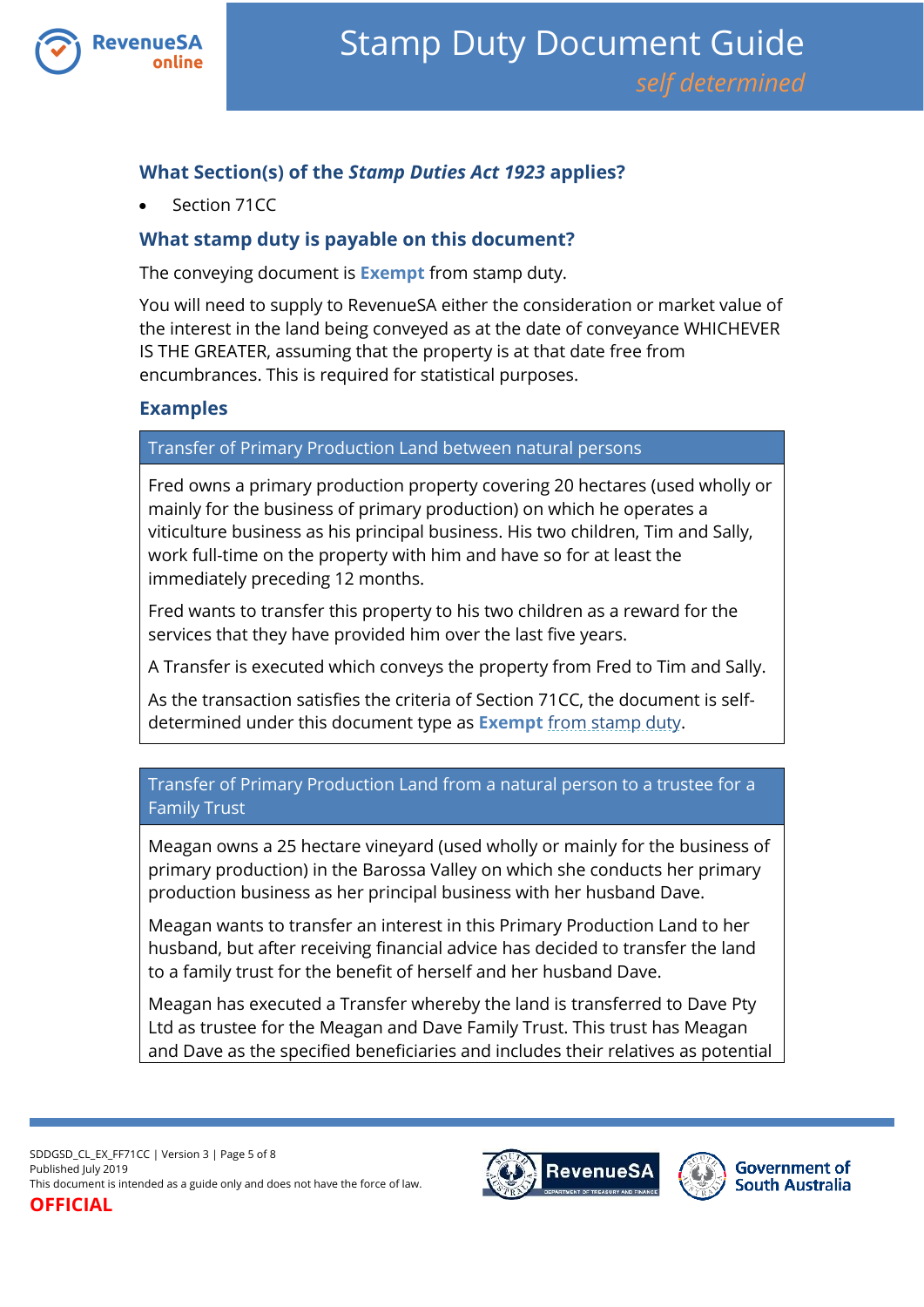## What Section(s) of the *Stamp Duties Act 1923* applies?

- Section 71CC

## What stamp duty is payable on this document?

The conveying document is **Exempt** from stamp duty.

You will need to supply to RevenueSA either the consideration or market value of the interest in the land being conveyed as at the date of conveyance WHICHEVER IS THE GREATER, assuming that the property is at that date free from encumbrances. This is required for statistical purposes.

## Examples

| Transfer of Primary Production Land between natural persons |
|---|
| Fred owns a primary production property covering 20 hectares (used wholly or mainly for the business of primary production) on which he operates a viticulture business as his principal business. His two children, Tim and Sally, work full-time on the property with him and have so for at least the immediately preceding 12 months.<br><br>Fred wants to transfer this property to his two children as a reward for the services that they have provided him over the last five years.<br><br>A Transfer is executed which conveys the property from Fred to Tim and Sally.<br><br>As the transaction satisfies the criteria of Section 71CC, the document is self-determined under this document type as **Exempt** from stamp duty. |

| Transfer of Primary Production Land from a natural person to a trustee for a Family Trust |
|---|
| Meagan owns a 25 hectare vineyard (used wholly or mainly for the business of primary production) in the Barossa Valley on which she conducts her primary production business as her principal business with her husband Dave.<br><br>Meagan wants to transfer an interest in this Primary Production Land to her husband, but after receiving financial advice has decided to transfer the land to a family trust for the benefit of herself and her husband Dave.<br><br>Meagan has executed a Transfer whereby the land is transferred to Dave Pty Ltd as trustee for the Meagan and Dave Family Trust. This trust has Meagan and Dave as the specified beneficiaries and includes their relatives as potential |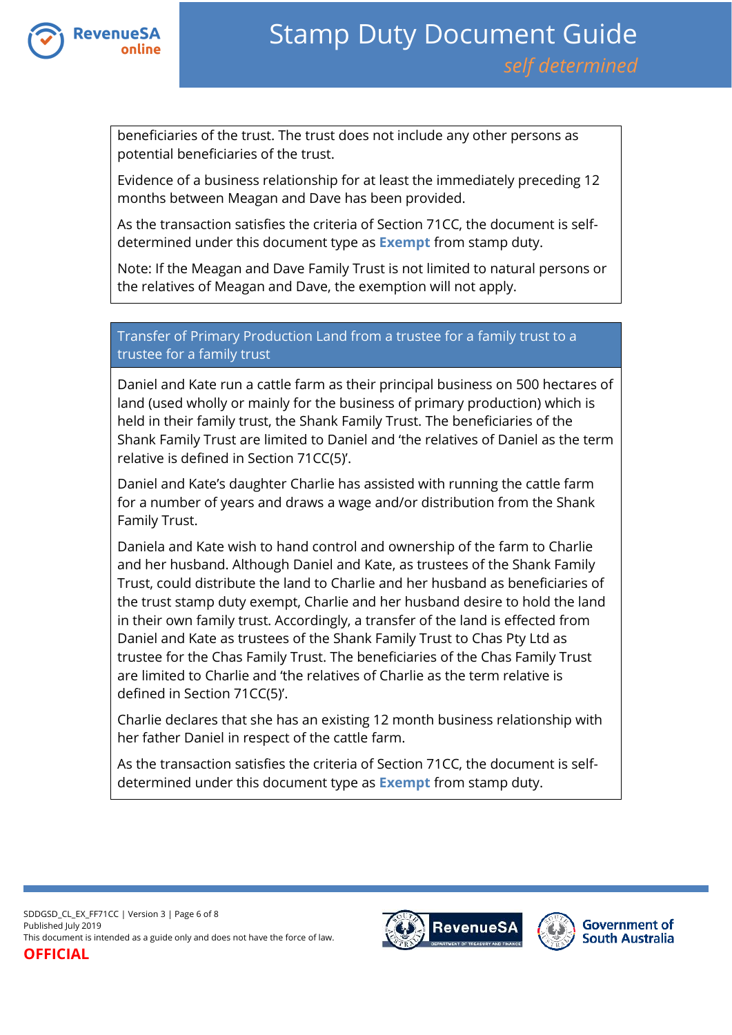beneficiaries of the trust. The trust does not include any other persons as potential beneficiaries of the trust.

Evidence of a business relationship for at least the immediately preceding 12 months between Meagan and Dave has been provided.

As the transaction satisfies the criteria of Section 71CC, the document is self-determined under this document type as **Exempt** from stamp duty.

Note: If the Meagan and Dave Family Trust is not limited to natural persons or the relatives of Meagan and Dave, the exemption will not apply.

### Transfer of Primary Production Land from a trustee for a family trust to a trustee for a family trust

Daniel and Kate run a cattle farm as their principal business on 500 hectares of land (used wholly or mainly for the business of primary production) which is held in their family trust, the Shank Family Trust. The beneficiaries of the Shank Family Trust are limited to Daniel and 'the relatives of Daniel as the term relative is defined in Section 71CC(5)'.

Daniel and Kate's daughter Charlie has assisted with running the cattle farm for a number of years and draws a wage and/or distribution from the Shank Family Trust.

Daniela and Kate wish to hand control and ownership of the farm to Charlie and her husband. Although Daniel and Kate, as trustees of the Shank Family Trust, could distribute the land to Charlie and her husband as beneficiaries of the trust stamp duty exempt, Charlie and her husband desire to hold the land in their own family trust. Accordingly, a transfer of the land is effected from Daniel and Kate as trustees of the Shank Family Trust to Chas Pty Ltd as trustee for the Chas Family Trust. The beneficiaries of the Chas Family Trust are limited to Charlie and 'the relatives of Charlie as the term relative is defined in Section 71CC(5)'.

Charlie declares that she has an existing 12 month business relationship with her father Daniel in respect of the cattle farm.

As the transaction satisfies the criteria of Section 71CC, the document is self-determined under this document type as **Exempt** from stamp duty.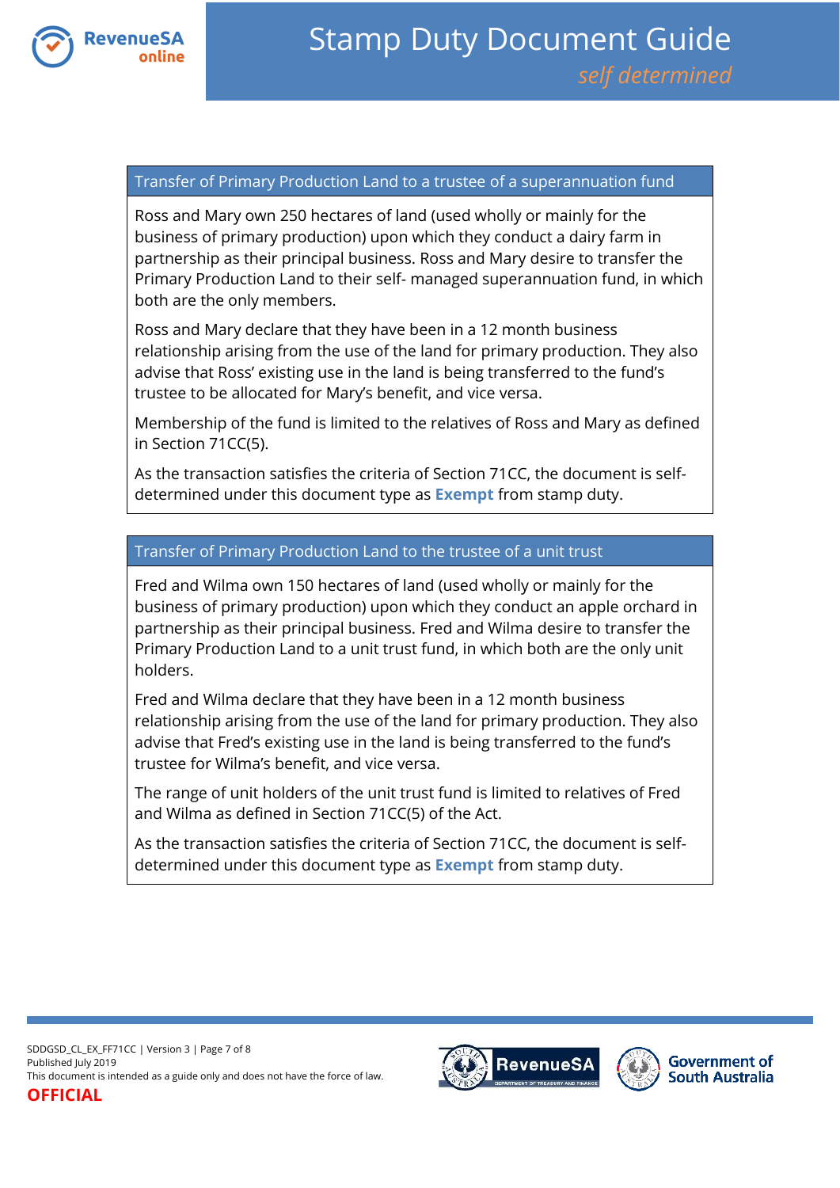### Transfer of Primary Production Land to a trustee of a superannuation fund

Ross and Mary own 250 hectares of land (used wholly or mainly for the business of primary production) upon which they conduct a dairy farm in partnership as their principal business. Ross and Mary desire to transfer the Primary Production Land to their self- managed superannuation fund, in which both are the only members.

Ross and Mary declare that they have been in a 12 month business relationship arising from the use of the land for primary production. They also advise that Ross' existing use in the land is being transferred to the fund's trustee to be allocated for Mary's benefit, and vice versa.

Membership of the fund is limited to the relatives of Ross and Mary as defined in Section 71CC(5).

As the transaction satisfies the criteria of Section 71CC, the document is self-determined under this document type as **Exempt** from stamp duty.

### Transfer of Primary Production Land to the trustee of a unit trust

Fred and Wilma own 150 hectares of land (used wholly or mainly for the business of primary production) upon which they conduct an apple orchard in partnership as their principal business. Fred and Wilma desire to transfer the Primary Production Land to a unit trust fund, in which both are the only unit holders.

Fred and Wilma declare that they have been in a 12 month business relationship arising from the use of the land for primary production. They also advise that Fred's existing use in the land is being transferred to the fund's trustee for Wilma's benefit, and vice versa.

The range of unit holders of the unit trust fund is limited to relatives of Fred and Wilma as defined in Section 71CC(5) of the Act.

As the transaction satisfies the criteria of Section 71CC, the document is self-determined under this document type as **Exempt** from stamp duty.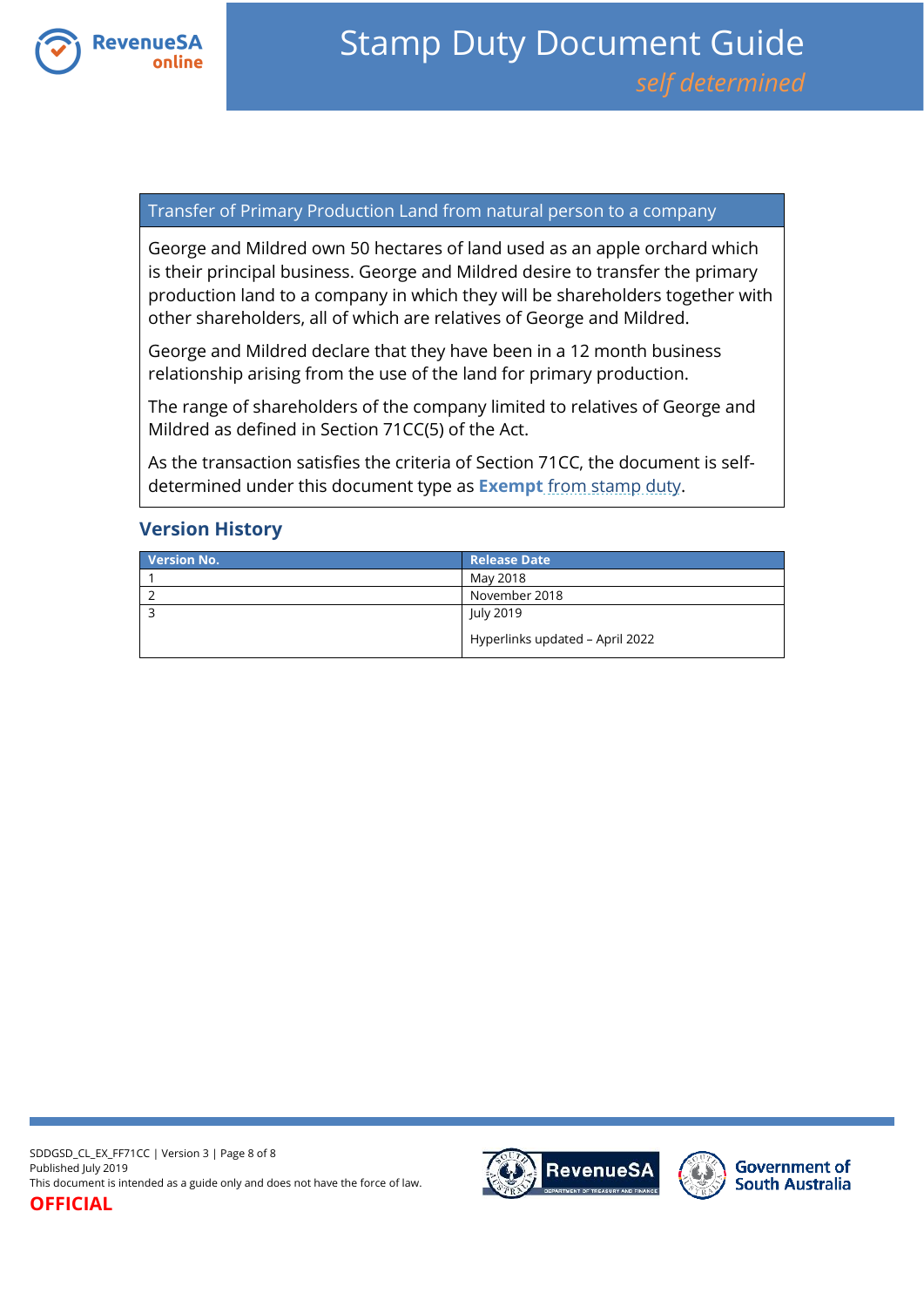### Transfer of Primary Production Land from natural person to a company

George and Mildred own 50 hectares of land used as an apple orchard which is their principal business. George and Mildred desire to transfer the primary production land to a company in which they will be shareholders together with other shareholders, all of which are relatives of George and Mildred.

George and Mildred declare that they have been in a 12 month business relationship arising from the use of the land for primary production.

The range of shareholders of the company limited to relatives of George and Mildred as defined in Section 71CC(5) of the Act.

As the transaction satisfies the criteria of Section 71CC, the document is self-determined under this document type as **Exempt** from stamp duty.

## Version History

| Version No. | Release Date |
| --- | --- |
| 1 | May 2018 |
| 2 | November 2018 |
| 3 | July 2019<br><br>Hyperlinks updated – April 2022 |

SDDGSD_CL_EX_FF71CC | Version 3
Published July 2019
This document is intended as a guide only and does not have the force of law.
OFFICIAL